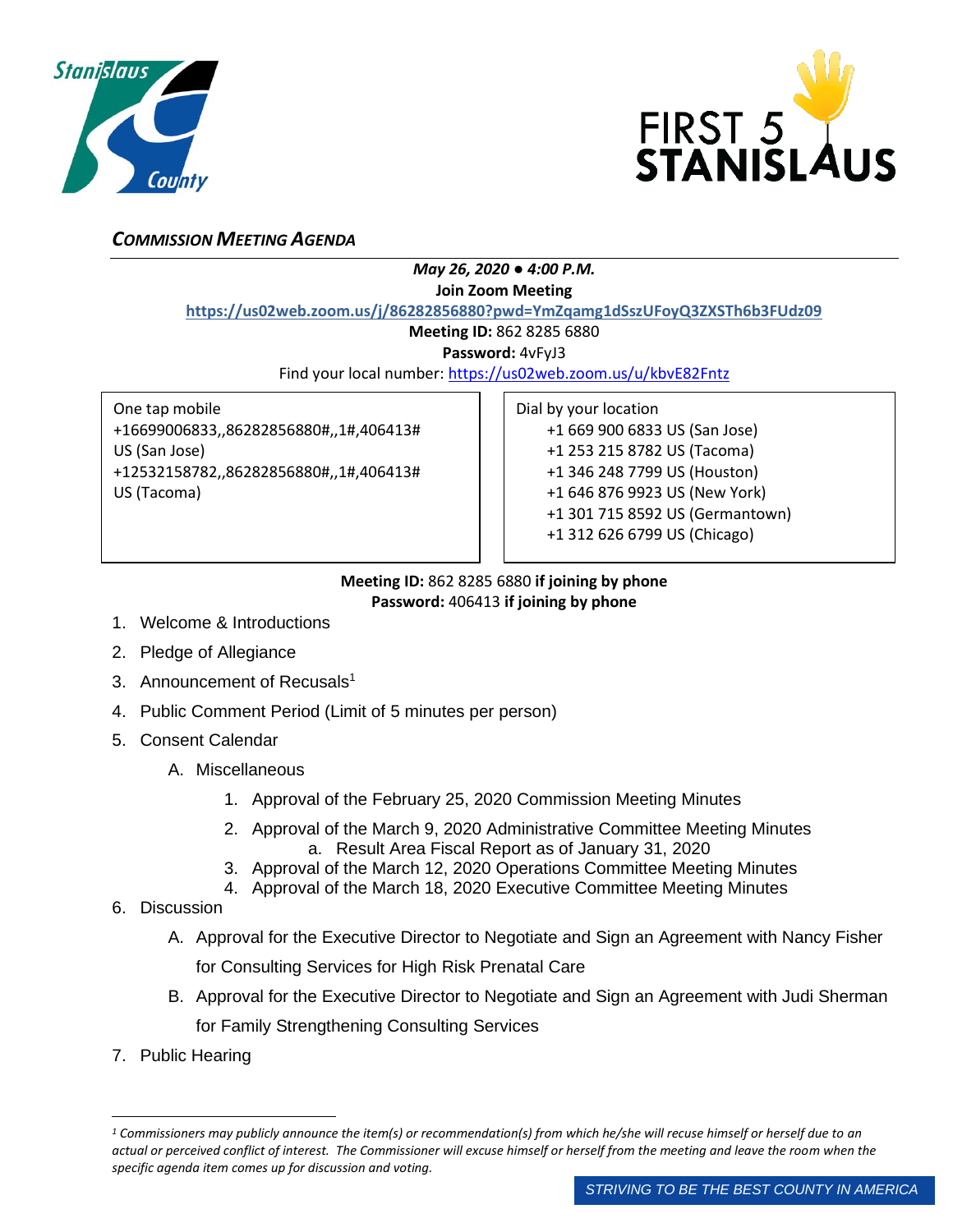## *COMMISSION MEETING AGENDA*

***May 26, 2020 ● 4:00 P.M.***

**Join Zoom Meeting**

https://us02web.zoom.us/j/86282856880?pwd=YmZqamg1dSszUFoyQ3ZXSTh6b3FUdz09

**Meeting ID:** 862 8285 6880

**Password:** 4vFyJ3

Find your local number: https://us02web.zoom.us/u/kbvE82Fntz

| One tap mobile | Dial by your location |
|---|---|
| +16699006833,,86282856880#,,1#,406413# US (San Jose) | +1 669 900 6833 US (San Jose) |
| +12532158782,,86282856880#,,1#,406413# US (Tacoma) | +1 253 215 8782 US (Tacoma) |
| | +1 346 248 7799 US (Houston) |
| | +1 646 876 9923 US (New York) |
| | +1 301 715 8592 US (Germantown) |
| | +1 312 626 6799 US (Chicago) |

**Meeting ID:** 862 8285 6880 **if joining by phone**
**Password:** 406413 **if joining by phone**

1. Welcome & Introductions
2. Pledge of Allegiance
3. Announcement of Recusals[1]
4. Public Comment Period (Limit of 5 minutes per person)
5. Consent Calendar
   A. Miscellaneous
      1. Approval of the February 25, 2020 Commission Meeting Minutes
      2. Approval of the March 9, 2020 Administrative Committee Meeting Minutes
         a. Result Area Fiscal Report as of January 31, 2020
      3. Approval of the March 12, 2020 Operations Committee Meeting Minutes
      4. Approval of the March 18, 2020 Executive Committee Meeting Minutes
6. Discussion
   A. Approval for the Executive Director to Negotiate and Sign an Agreement with Nancy Fisher for Consulting Services for High Risk Prenatal Care
   B. Approval for the Executive Director to Negotiate and Sign an Agreement with Judi Sherman for Family Strengthening Consulting Services
7. Public Hearing

---

*[1] Commissioners may publicly announce the item(s) or recommendation(s) from which he/she will recuse himself or herself due to an actual or perceived conflict of interest. The Commissioner will excuse himself or herself from the meeting and leave the room when the specific agenda item comes up for discussion and voting.*

*STRIVING TO BE THE BEST COUNTY IN AMERICA*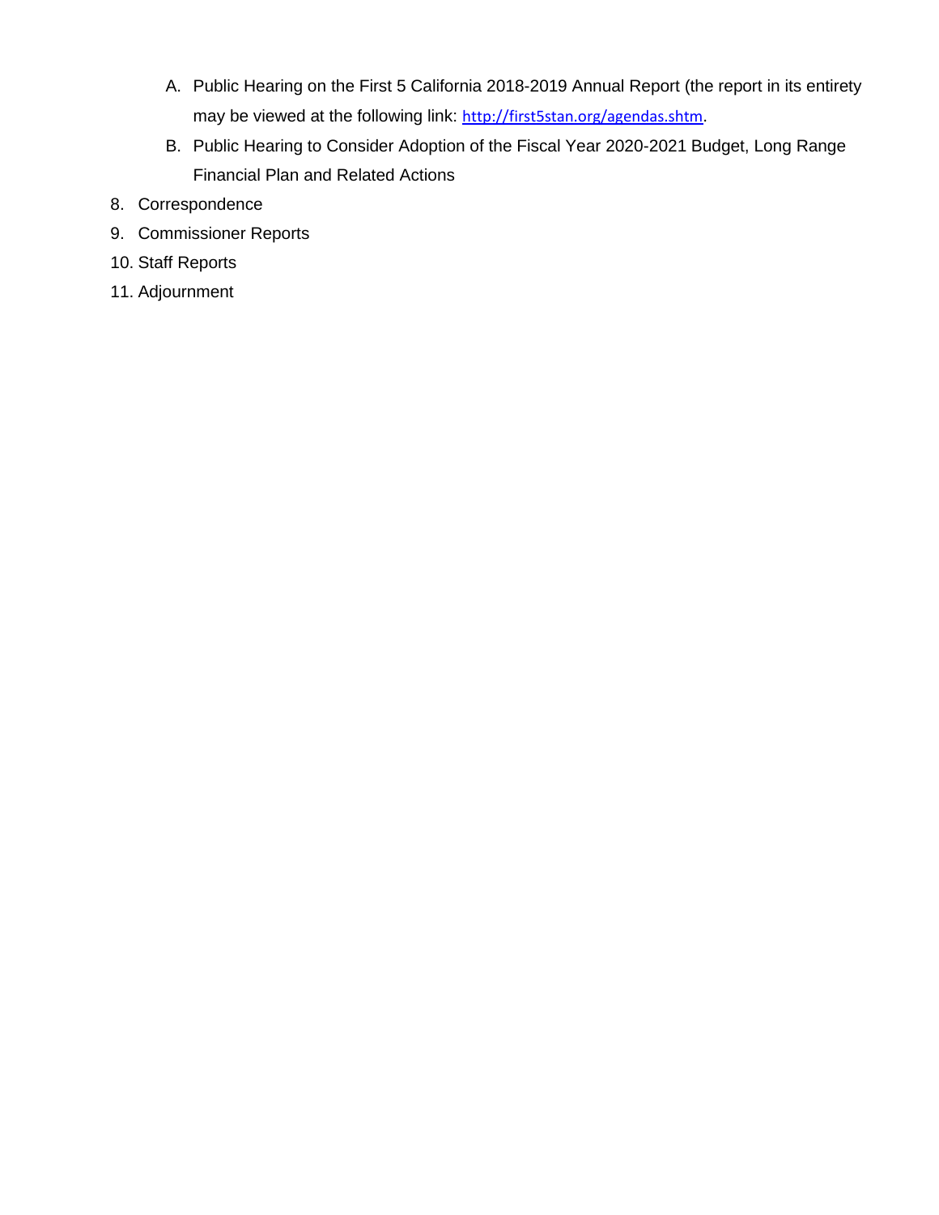A. Public Hearing on the First 5 California 2018-2019 Annual Report (the report in its entirety may be viewed at the following link: http://first5stan.org/agendas.shtm.

B. Public Hearing to Consider Adoption of the Fiscal Year 2020-2021 Budget, Long Range Financial Plan and Related Actions

8. Correspondence
9. Commissioner Reports
10. Staff Reports
11. Adjournment